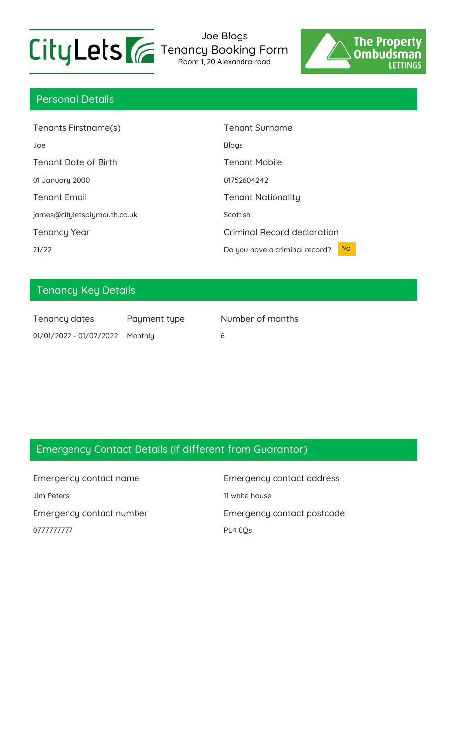CityLets

# Joe Blogs
## Tenancy Booking Form
Room 1, 20 Alexandra road

The Property Ombudsman LETTINGS

## Personal Details

| Tenants Firstname(s) | Tenant Surname |
| --- | --- |
| Joe | Blogs |
| **Tenant Date of Birth** | **Tenant Mobile** |
| 01 January 2000 | 01752604242 |
| **Tenant Email** | **Tenant Nationality** |
| james@cityletsplymouth.co.uk | Scottish |
| **Tenancy Year** | **Criminal Record declaration** |
| 21/22 | Do you have a criminal record? No |

## Tenancy Key Details

| Tenancy dates | Payment type | Number of months |
| --- | --- | --- |
| 01/01/2022 - 01/07/2022 | Monthly | 6 |

## Emergency Contact Details (if different from Guarantor)

| Emergency contact name | Emergency contact address |
| --- | --- |
| Jim Peters | 11 white house |
| **Emergency contact number** | **Emergency contact postcode** |
| 0777777777 | PL4 0Qs |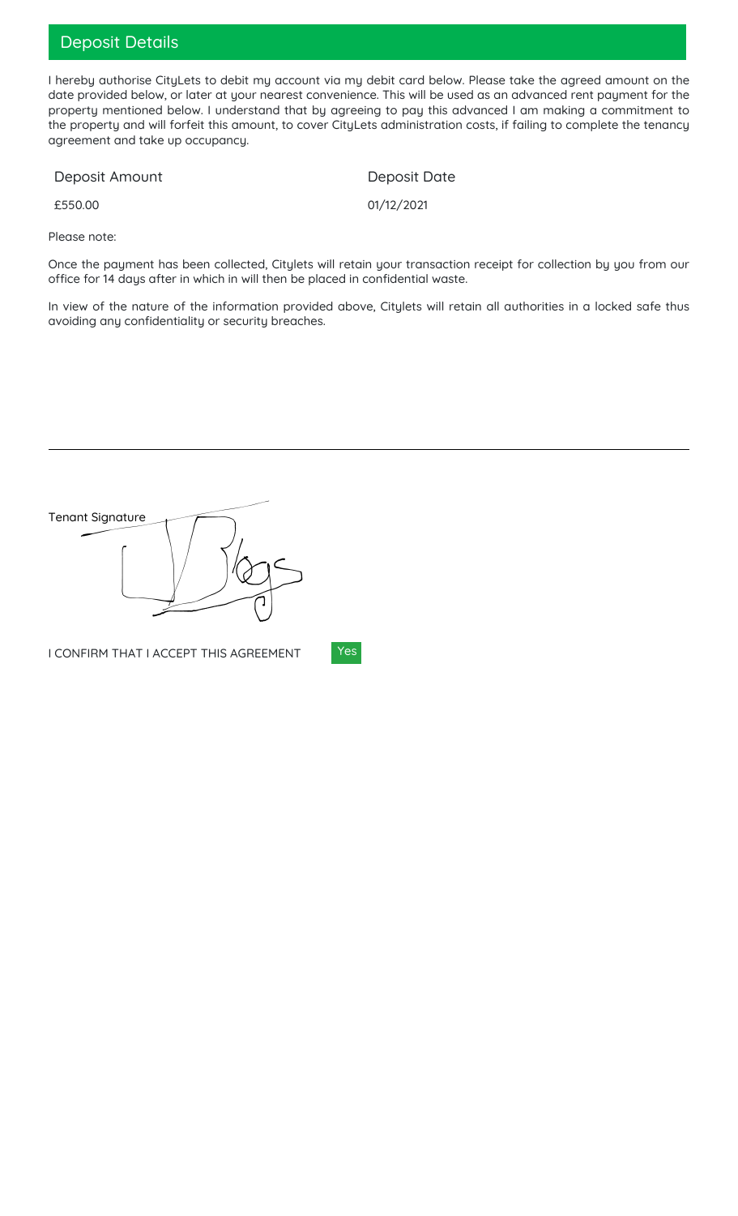## Deposit Details

I hereby authorise CityLets to debit my account via my debit card below. Please take the agreed amount on the date provided below, or later at your nearest convenience. This will be used as an advanced rent payment for the property mentioned below. I understand that by agreeing to pay this advanced I am making a commitment to the property and will forfeit this amount, to cover CityLets administration costs, if failing to complete the tenancy agreement and take up occupancy.

| Deposit Amount | Deposit Date |
| --- | --- |
| £550.00 | 01/12/2021 |

Please note:

Once the payment has been collected, Citylets will retain your transaction receipt for collection by you from our office for 14 days after in which in will then be placed in confidential waste.

In view of the nature of the information provided above, Citylets will retain all authorities in a locked safe thus avoiding any confidentiality or security breaches.

---

Tenant Signature

I CONFIRM THAT I ACCEPT THIS AGREEMENT Yes